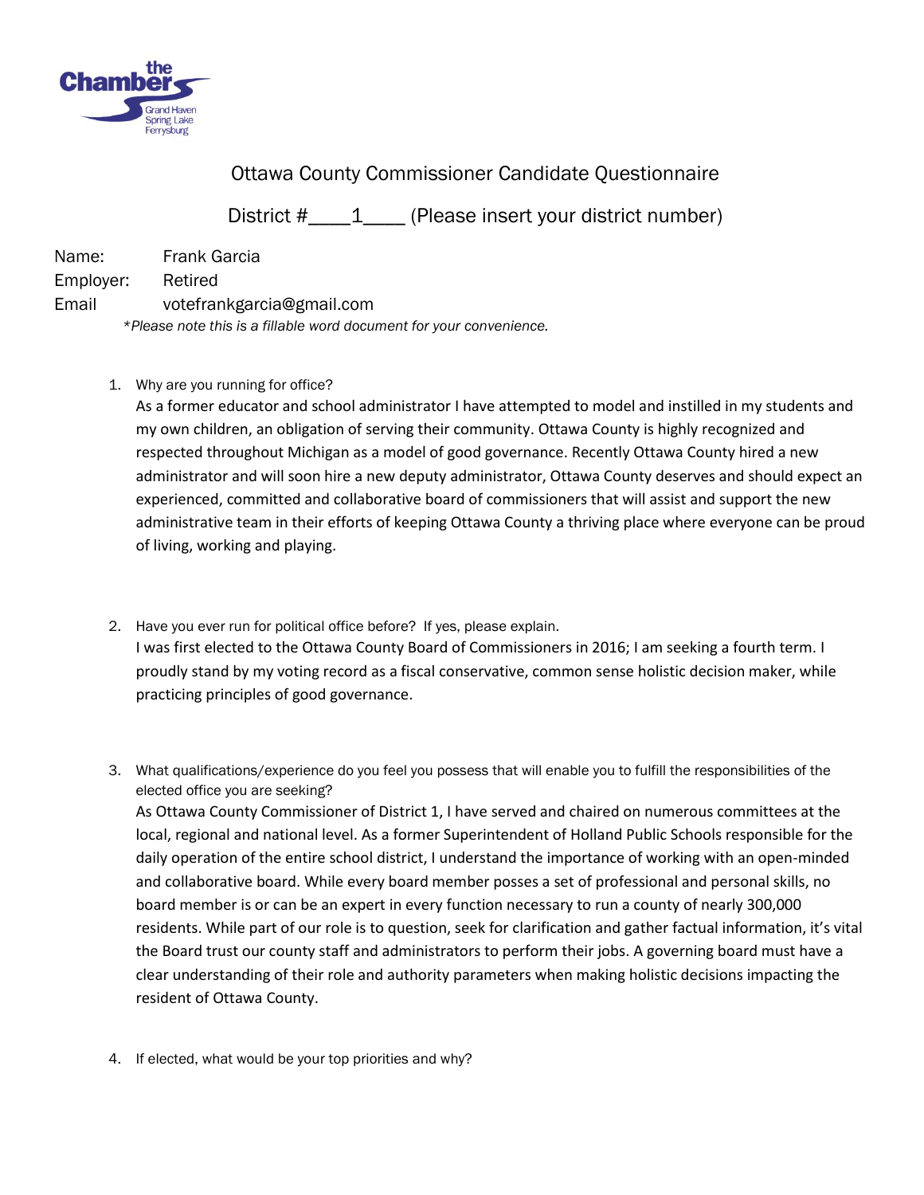# Ottawa County Commissioner Candidate Questionnaire

District #\_\_\_\_1\_\_\_\_ (Please insert your district number)

Name: Frank Garcia
Employer: Retired
Email votefrankgarcia@gmail.com

*\*Please note this is a fillable word document for your convenience.*

1. Why are you running for office?
   As a former educator and school administrator I have attempted to model and instilled in my students and my own children, an obligation of serving their community. Ottawa County is highly recognized and respected throughout Michigan as a model of good governance. Recently Ottawa County hired a new administrator and will soon hire a new deputy administrator, Ottawa County deserves and should expect an experienced, committed and collaborative board of commissioners that will assist and support the new administrative team in their efforts of keeping Ottawa County a thriving place where everyone can be proud of living, working and playing.

2. Have you ever run for political office before? If yes, please explain.
   I was first elected to the Ottawa County Board of Commissioners in 2016; I am seeking a fourth term. I proudly stand by my voting record as a fiscal conservative, common sense holistic decision maker, while practicing principles of good governance.

3. What qualifications/experience do you feel you possess that will enable you to fulfill the responsibilities of the elected office you are seeking?
   As Ottawa County Commissioner of District 1, I have served and chaired on numerous committees at the local, regional and national level. As a former Superintendent of Holland Public Schools responsible for the daily operation of the entire school district, I understand the importance of working with an open-minded and collaborative board. While every board member posses a set of professional and personal skills, no board member is or can be an expert in every function necessary to run a county of nearly 300,000 residents. While part of our role is to question, seek for clarification and gather factual information, it's vital the Board trust our county staff and administrators to perform their jobs. A governing board must have a clear understanding of their role and authority parameters when making holistic decisions impacting the resident of Ottawa County.

4. If elected, what would be your top priorities and why?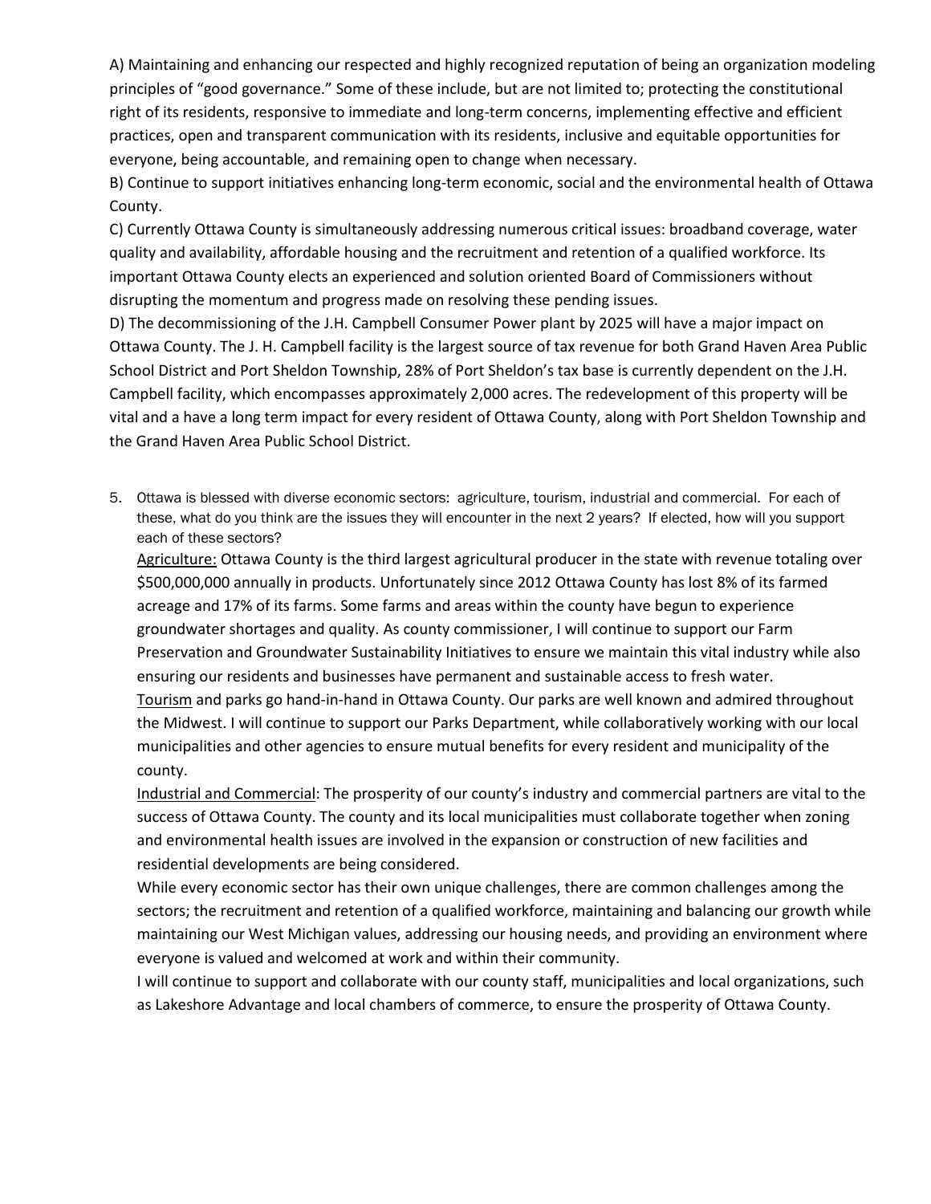A) Maintaining and enhancing our respected and highly recognized reputation of being an organization modeling principles of "good governance." Some of these include, but are not limited to; protecting the constitutional right of its residents, responsive to immediate and long-term concerns, implementing effective and efficient practices, open and transparent communication with its residents, inclusive and equitable opportunities for everyone, being accountable, and remaining open to change when necessary.

B) Continue to support initiatives enhancing long-term economic, social and the environmental health of Ottawa County.

C) Currently Ottawa County is simultaneously addressing numerous critical issues: broadband coverage, water quality and availability, affordable housing and the recruitment and retention of a qualified workforce. Its important Ottawa County elects an experienced and solution oriented Board of Commissioners without disrupting the momentum and progress made on resolving these pending issues.

D) The decommissioning of the J.H. Campbell Consumer Power plant by 2025 will have a major impact on Ottawa County. The J. H. Campbell facility is the largest source of tax revenue for both Grand Haven Area Public School District and Port Sheldon Township, 28% of Port Sheldon's tax base is currently dependent on the J.H. Campbell facility, which encompasses approximately 2,000 acres. The redevelopment of this property will be vital and a have a long term impact for every resident of Ottawa County, along with Port Sheldon Township and the Grand Haven Area Public School District.

5. Ottawa is blessed with diverse economic sectors: agriculture, tourism, industrial and commercial. For each of these, what do you think are the issues they will encounter in the next 2 years? If elected, how will you support each of these sectors?

   Agriculture: Ottawa County is the third largest agricultural producer in the state with revenue totaling over $500,000,000 annually in products. Unfortunately since 2012 Ottawa County has lost 8% of its farmed acreage and 17% of its farms. Some farms and areas within the county have begun to experience groundwater shortages and quality. As county commissioner, I will continue to support our Farm Preservation and Groundwater Sustainability Initiatives to ensure we maintain this vital industry while also ensuring our residents and businesses have permanent and sustainable access to fresh water.

   Tourism and parks go hand-in-hand in Ottawa County. Our parks are well known and admired throughout the Midwest. I will continue to support our Parks Department, while collaboratively working with our local municipalities and other agencies to ensure mutual benefits for every resident and municipality of the county.

   Industrial and Commercial: The prosperity of our county's industry and commercial partners are vital to the success of Ottawa County. The county and its local municipalities must collaborate together when zoning and environmental health issues are involved in the expansion or construction of new facilities and residential developments are being considered.

   While every economic sector has their own unique challenges, there are common challenges among the sectors; the recruitment and retention of a qualified workforce, maintaining and balancing our growth while maintaining our West Michigan values, addressing our housing needs, and providing an environment where everyone is valued and welcomed at work and within their community.

   I will continue to support and collaborate with our county staff, municipalities and local organizations, such as Lakeshore Advantage and local chambers of commerce, to ensure the prosperity of Ottawa County.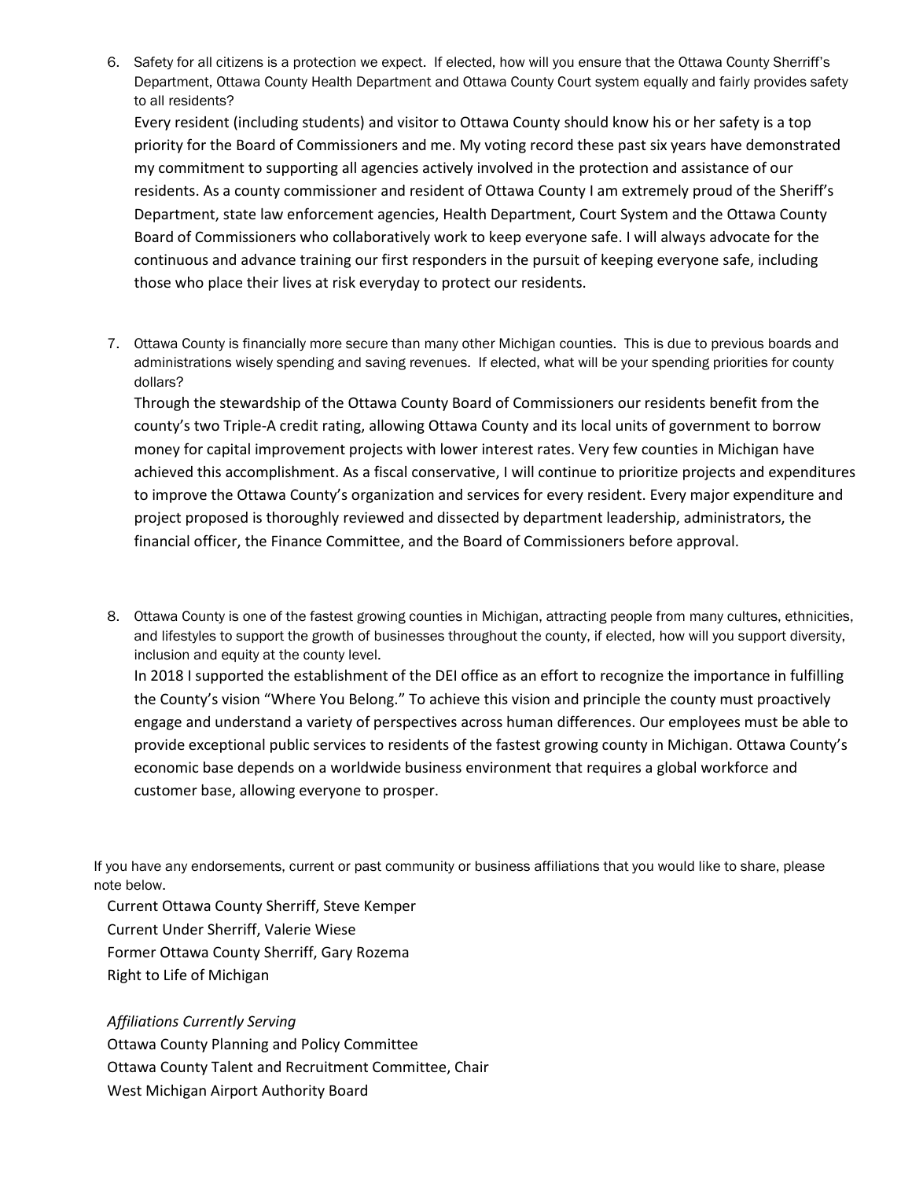6. Safety for all citizens is a protection we expect. If elected, how will you ensure that the Ottawa County Sherriff's Department, Ottawa County Health Department and Ottawa County Court system equally and fairly provides safety to all residents?

   Every resident (including students) and visitor to Ottawa County should know his or her safety is a top priority for the Board of Commissioners and me. My voting record these past six years have demonstrated my commitment to supporting all agencies actively involved in the protection and assistance of our residents. As a county commissioner and resident of Ottawa County I am extremely proud of the Sheriff's Department, state law enforcement agencies, Health Department, Court System and the Ottawa County Board of Commissioners who collaboratively work to keep everyone safe. I will always advocate for the continuous and advance training our first responders in the pursuit of keeping everyone safe, including those who place their lives at risk everyday to protect our residents.

7. Ottawa County is financially more secure than many other Michigan counties. This is due to previous boards and administrations wisely spending and saving revenues. If elected, what will be your spending priorities for county dollars?

   Through the stewardship of the Ottawa County Board of Commissioners our residents benefit from the county's two Triple-A credit rating, allowing Ottawa County and its local units of government to borrow money for capital improvement projects with lower interest rates. Very few counties in Michigan have achieved this accomplishment. As a fiscal conservative, I will continue to prioritize projects and expenditures to improve the Ottawa County's organization and services for every resident. Every major expenditure and project proposed is thoroughly reviewed and dissected by department leadership, administrators, the financial officer, the Finance Committee, and the Board of Commissioners before approval.

8. Ottawa County is one of the fastest growing counties in Michigan, attracting people from many cultures, ethnicities, and lifestyles to support the growth of businesses throughout the county, if elected, how will you support diversity, inclusion and equity at the county level.

   In 2018 I supported the establishment of the DEI office as an effort to recognize the importance in fulfilling the County's vision "Where You Belong." To achieve this vision and principle the county must proactively engage and understand a variety of perspectives across human differences. Our employees must be able to provide exceptional public services to residents of the fastest growing county in Michigan. Ottawa County's economic base depends on a worldwide business environment that requires a global workforce and customer base, allowing everyone to prosper.

If you have any endorsements, current or past community or business affiliations that you would like to share, please note below.

Current Ottawa County Sherriff, Steve Kemper
Current Under Sherriff, Valerie Wiese
Former Ottawa County Sherriff, Gary Rozema
Right to Life of Michigan

*Affiliations Currently Serving*
Ottawa County Planning and Policy Committee
Ottawa County Talent and Recruitment Committee, Chair
West Michigan Airport Authority Board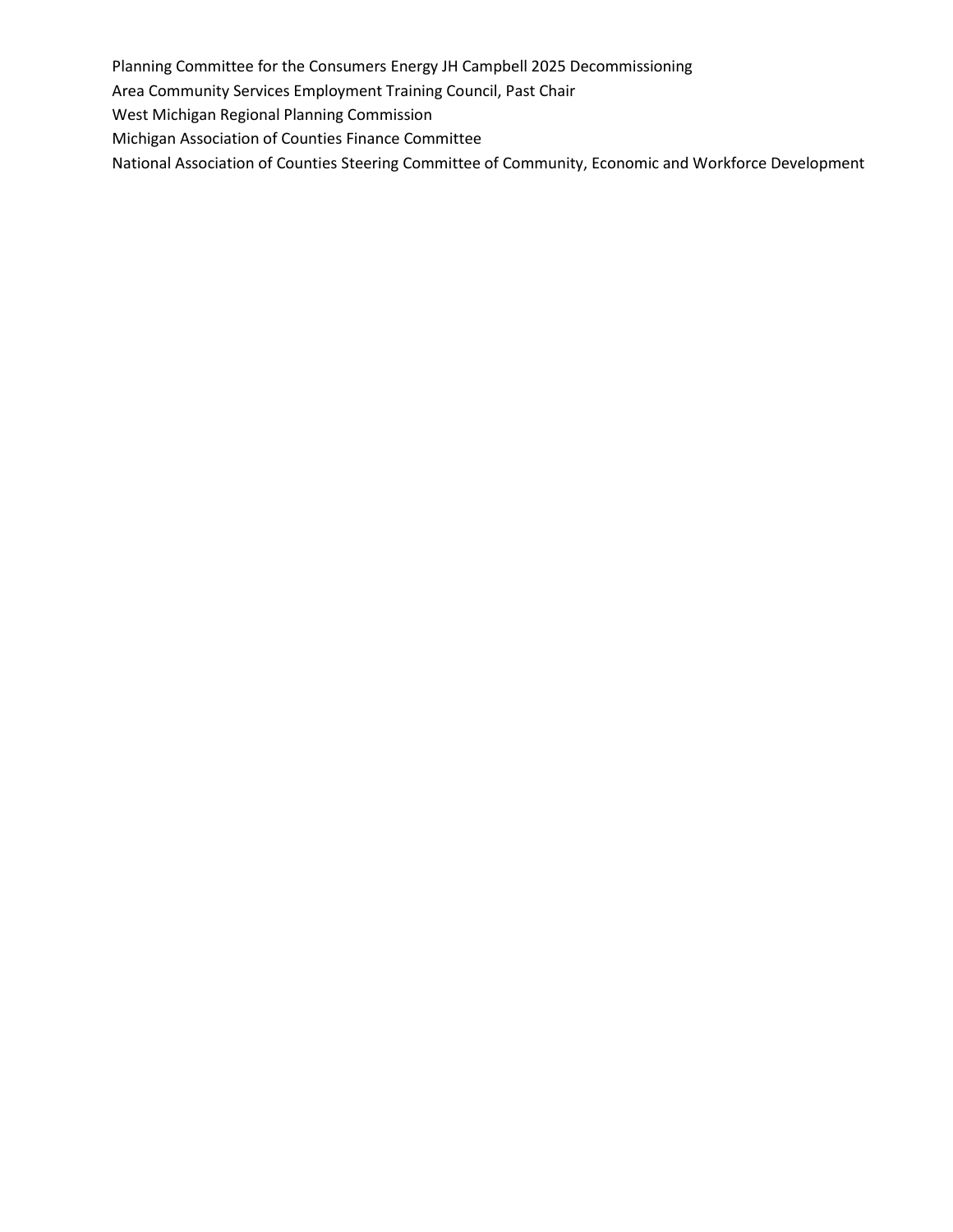Planning Committee for the Consumers Energy JH Campbell 2025 Decommissioning

Area Community Services Employment Training Council, Past Chair

West Michigan Regional Planning Commission

Michigan Association of Counties Finance Committee

National Association of Counties Steering Committee of Community, Economic and Workforce Development